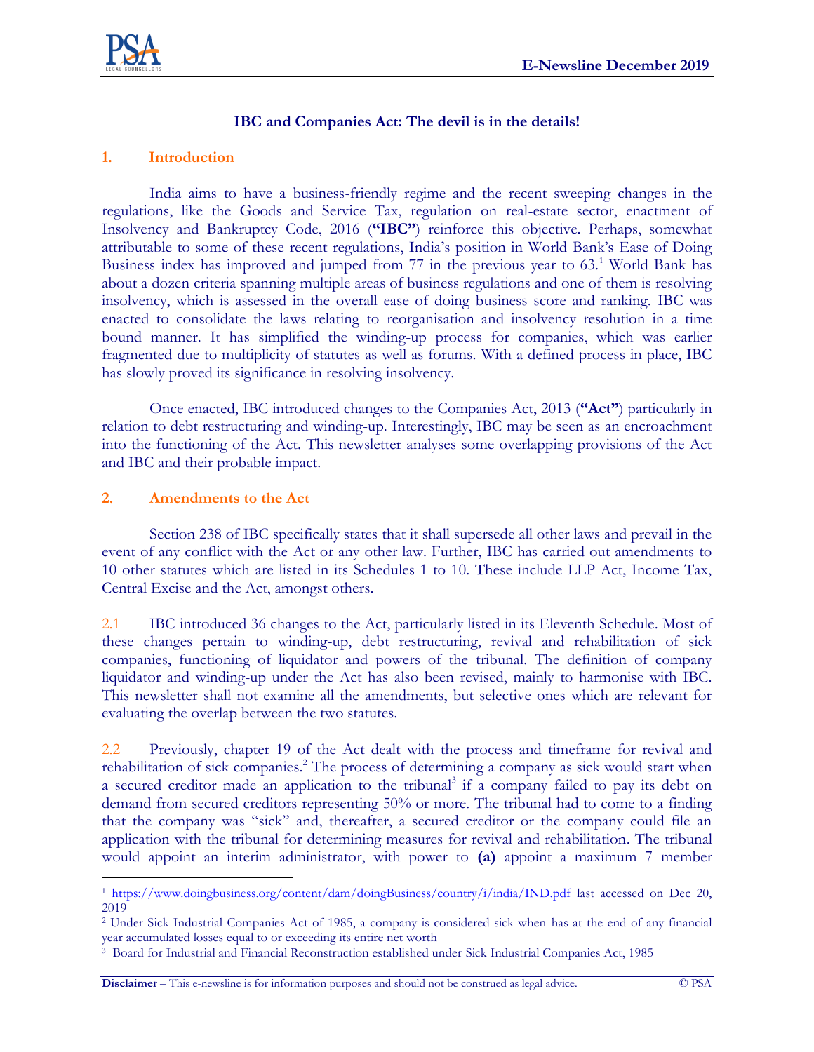# IBC and Companies Act: The devil is in the details!

## 1. Introduction

India aims to have a business-friendly regime and the recent sweeping changes in the regulations, like the Goods and Service Tax, regulation on real-estate sector, enactment of Insolvency and Bankruptcy Code, 2016 (**"IBC"**) reinforce this objective. Perhaps, somewhat attributable to some of these recent regulations, India's position in World Bank's Ease of Doing Business index has improved and jumped from 77 in the previous year to 63.[1] World Bank has about a dozen criteria spanning multiple areas of business regulations and one of them is resolving insolvency, which is assessed in the overall ease of doing business score and ranking. IBC was enacted to consolidate the laws relating to reorganisation and insolvency resolution in a time bound manner. It has simplified the winding-up process for companies, which was earlier fragmented due to multiplicity of statutes as well as forums. With a defined process in place, IBC has slowly proved its significance in resolving insolvency.

Once enacted, IBC introduced changes to the Companies Act, 2013 (**"Act"**) particularly in relation to debt restructuring and winding-up. Interestingly, IBC may be seen as an encroachment into the functioning of the Act. This newsletter analyses some overlapping provisions of the Act and IBC and their probable impact.

## 2. Amendments to the Act

Section 238 of IBC specifically states that it shall supersede all other laws and prevail in the event of any conflict with the Act or any other law. Further, IBC has carried out amendments to 10 other statutes which are listed in its Schedules 1 to 10. These include LLP Act, Income Tax, Central Excise and the Act, amongst others.

2.1 IBC introduced 36 changes to the Act, particularly listed in its Eleventh Schedule. Most of these changes pertain to winding-up, debt restructuring, revival and rehabilitation of sick companies, functioning of liquidator and powers of the tribunal. The definition of company liquidator and winding-up under the Act has also been revised, mainly to harmonise with IBC. This newsletter shall not examine all the amendments, but selective ones which are relevant for evaluating the overlap between the two statutes.

2.2 Previously, chapter 19 of the Act dealt with the process and timeframe for revival and rehabilitation of sick companies.[2] The process of determining a company as sick would start when a secured creditor made an application to the tribunal[3] if a company failed to pay its debt on demand from secured creditors representing 50% or more. The tribunal had to come to a finding that the company was "sick" and, thereafter, a secured creditor or the company could file an application with the tribunal for determining measures for revival and rehabilitation. The tribunal would appoint an interim administrator, with power to **(a)** appoint a maximum 7 member

---

[1] https://www.doingbusiness.org/content/dam/doingBusiness/country/i/india/IND.pdf last accessed on Dec 20, 2019

[2] Under Sick Industrial Companies Act of 1985, a company is considered sick when has at the end of any financial year accumulated losses equal to or exceeding its entire net worth

[3] Board for Industrial and Financial Reconstruction established under Sick Industrial Companies Act, 1985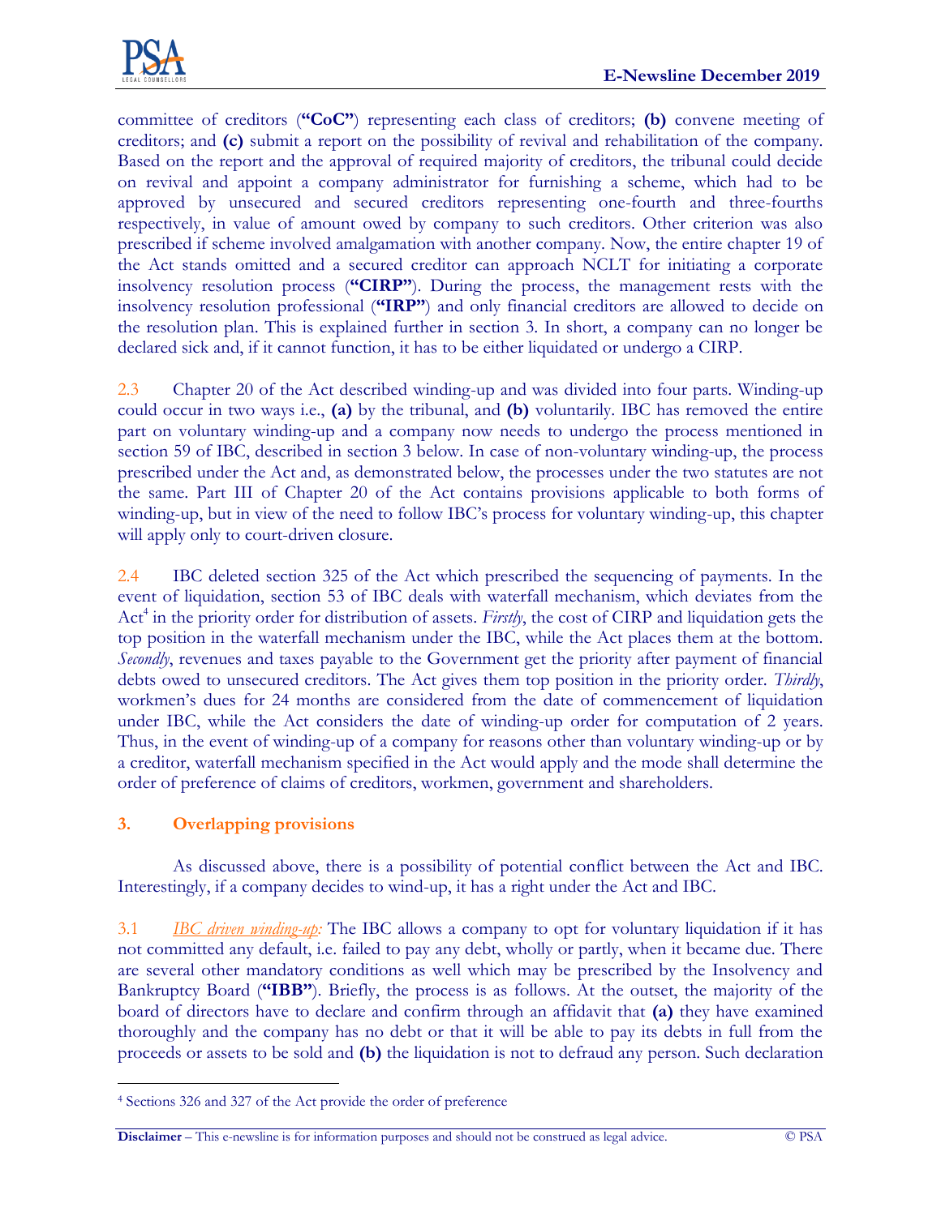committee of creditors (**"CoC"**) representing each class of creditors; **(b)** convene meeting of creditors; and **(c)** submit a report on the possibility of revival and rehabilitation of the company. Based on the report and the approval of required majority of creditors, the tribunal could decide on revival and appoint a company administrator for furnishing a scheme, which had to be approved by unsecured and secured creditors representing one-fourth and three-fourths respectively, in value of amount owed by company to such creditors. Other criterion was also prescribed if scheme involved amalgamation with another company. Now, the entire chapter 19 of the Act stands omitted and a secured creditor can approach NCLT for initiating a corporate insolvency resolution process (**"CIRP"**). During the process, the management rests with the insolvency resolution professional (**"IRP"**) and only financial creditors are allowed to decide on the resolution plan. This is explained further in section 3. In short, a company can no longer be declared sick and, if it cannot function, it has to be either liquidated or undergo a CIRP.

2.3 Chapter 20 of the Act described winding-up and was divided into four parts. Winding-up could occur in two ways i.e., **(a)** by the tribunal, and **(b)** voluntarily. IBC has removed the entire part on voluntary winding-up and a company now needs to undergo the process mentioned in section 59 of IBC, described in section 3 below. In case of non-voluntary winding-up, the process prescribed under the Act and, as demonstrated below, the processes under the two statutes are not the same. Part III of Chapter 20 of the Act contains provisions applicable to both forms of winding-up, but in view of the need to follow IBC's process for voluntary winding-up, this chapter will apply only to court-driven closure.

2.4 IBC deleted section 325 of the Act which prescribed the sequencing of payments. In the event of liquidation, section 53 of IBC deals with waterfall mechanism, which deviates from the Act[4] in the priority order for distribution of assets. *Firstly*, the cost of CIRP and liquidation gets the top position in the waterfall mechanism under the IBC, while the Act places them at the bottom. *Secondly*, revenues and taxes payable to the Government get the priority after payment of financial debts owed to unsecured creditors. The Act gives them top position in the priority order. *Thirdly*, workmen's dues for 24 months are considered from the date of commencement of liquidation under IBC, while the Act considers the date of winding-up order for computation of 2 years. Thus, in the event of winding-up of a company for reasons other than voluntary winding-up or by a creditor, waterfall mechanism specified in the Act would apply and the mode shall determine the order of preference of claims of creditors, workmen, government and shareholders.

## 3. Overlapping provisions

As discussed above, there is a possibility of potential conflict between the Act and IBC. Interestingly, if a company decides to wind-up, it has a right under the Act and IBC.

3.1 *IBC driven winding-up:* The IBC allows a company to opt for voluntary liquidation if it has not committed any default, i.e. failed to pay any debt, wholly or partly, when it became due. There are several other mandatory conditions as well which may be prescribed by the Insolvency and Bankruptcy Board (**"IBB"**). Briefly, the process is as follows. At the outset, the majority of the board of directors have to declare and confirm through an affidavit that **(a)** they have examined thoroughly and the company has no debt or that it will be able to pay its debts in full from the proceeds or assets to be sold and **(b)** the liquidation is not to defraud any person. Such declaration

[4] Sections 326 and 327 of the Act provide the order of preference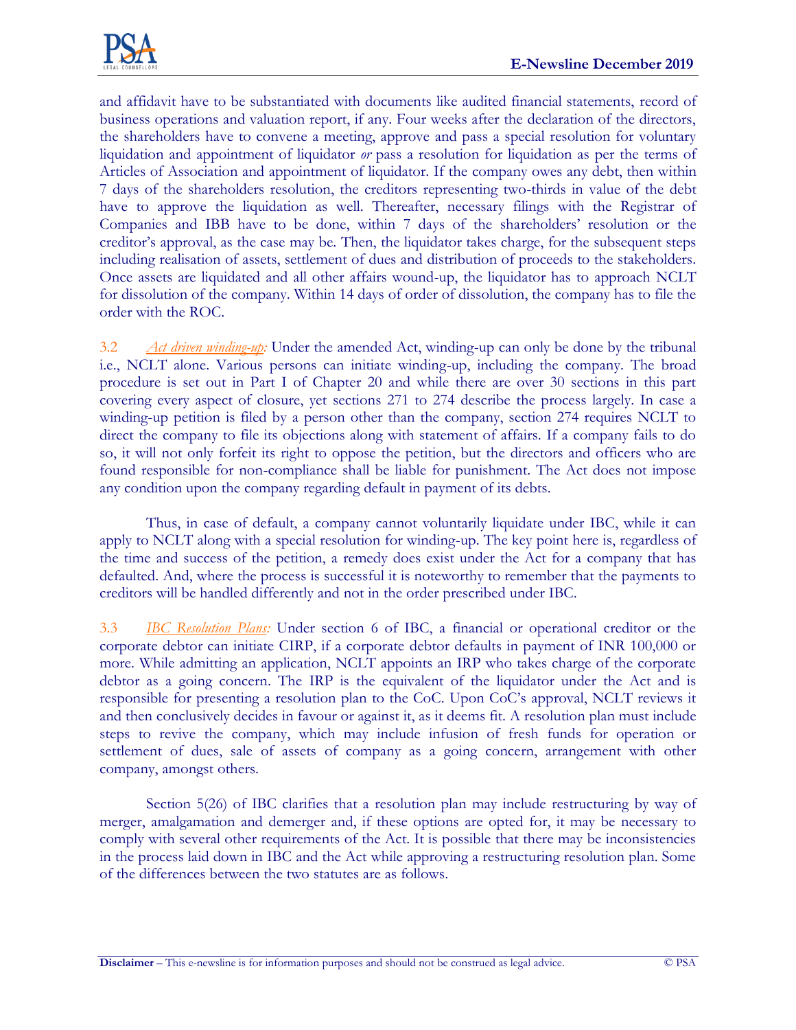and affidavit have to be substantiated with documents like audited financial statements, record of business operations and valuation report, if any. Four weeks after the declaration of the directors, the shareholders have to convene a meeting, approve and pass a special resolution for voluntary liquidation and appointment of liquidator *or* pass a resolution for liquidation as per the terms of Articles of Association and appointment of liquidator. If the company owes any debt, then within 7 days of the shareholders resolution, the creditors representing two-thirds in value of the debt have to approve the liquidation as well. Thereafter, necessary filings with the Registrar of Companies and IBB have to be done, within 7 days of the shareholders' resolution or the creditor's approval, as the case may be. Then, the liquidator takes charge, for the subsequent steps including realisation of assets, settlement of dues and distribution of proceeds to the stakeholders. Once assets are liquidated and all other affairs wound-up, the liquidator has to approach NCLT for dissolution of the company. Within 14 days of order of dissolution, the company has to file the order with the ROC.

3.2 *Act driven winding-up:* Under the amended Act, winding-up can only be done by the tribunal i.e., NCLT alone. Various persons can initiate winding-up, including the company. The broad procedure is set out in Part I of Chapter 20 and while there are over 30 sections in this part covering every aspect of closure, yet sections 271 to 274 describe the process largely. In case a winding-up petition is filed by a person other than the company, section 274 requires NCLT to direct the company to file its objections along with statement of affairs. If a company fails to do so, it will not only forfeit its right to oppose the petition, but the directors and officers who are found responsible for non-compliance shall be liable for punishment. The Act does not impose any condition upon the company regarding default in payment of its debts.

Thus, in case of default, a company cannot voluntarily liquidate under IBC, while it can apply to NCLT along with a special resolution for winding-up. The key point here is, regardless of the time and success of the petition, a remedy does exist under the Act for a company that has defaulted. And, where the process is successful it is noteworthy to remember that the payments to creditors will be handled differently and not in the order prescribed under IBC.

3.3 *IBC Resolution Plans:* Under section 6 of IBC, a financial or operational creditor or the corporate debtor can initiate CIRP, if a corporate debtor defaults in payment of INR 100,000 or more. While admitting an application, NCLT appoints an IRP who takes charge of the corporate debtor as a going concern. The IRP is the equivalent of the liquidator under the Act and is responsible for presenting a resolution plan to the CoC. Upon CoC's approval, NCLT reviews it and then conclusively decides in favour or against it, as it deems fit. A resolution plan must include steps to revive the company, which may include infusion of fresh funds for operation or settlement of dues, sale of assets of company as a going concern, arrangement with other company, amongst others.

Section 5(26) of IBC clarifies that a resolution plan may include restructuring by way of merger, amalgamation and demerger and, if these options are opted for, it may be necessary to comply with several other requirements of the Act. It is possible that there may be inconsistencies in the process laid down in IBC and the Act while approving a restructuring resolution plan. Some of the differences between the two statutes are as follows.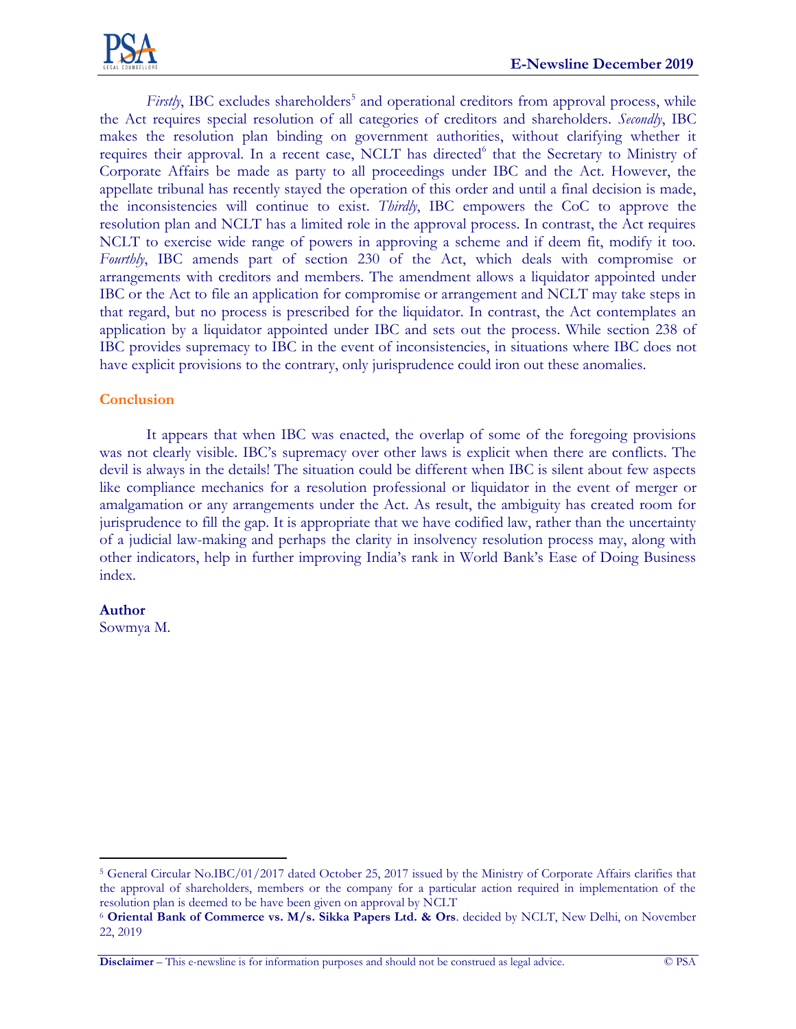*Firstly*, IBC excludes shareholders[5] and operational creditors from approval process, while the Act requires special resolution of all categories of creditors and shareholders. *Secondly*, IBC makes the resolution plan binding on government authorities, without clarifying whether it requires their approval. In a recent case, NCLT has directed[6] that the Secretary to Ministry of Corporate Affairs be made as party to all proceedings under IBC and the Act. However, the appellate tribunal has recently stayed the operation of this order and until a final decision is made, the inconsistencies will continue to exist. *Thirdly*, IBC empowers the CoC to approve the resolution plan and NCLT has a limited role in the approval process. In contrast, the Act requires NCLT to exercise wide range of powers in approving a scheme and if deem fit, modify it too. *Fourthly*, IBC amends part of section 230 of the Act, which deals with compromise or arrangements with creditors and members. The amendment allows a liquidator appointed under IBC or the Act to file an application for compromise or arrangement and NCLT may take steps in that regard, but no process is prescribed for the liquidator. In contrast, the Act contemplates an application by a liquidator appointed under IBC and sets out the process. While section 238 of IBC provides supremacy to IBC in the event of inconsistencies, in situations where IBC does not have explicit provisions to the contrary, only jurisprudence could iron out these anomalies.

## Conclusion

It appears that when IBC was enacted, the overlap of some of the foregoing provisions was not clearly visible. IBC's supremacy over other laws is explicit when there are conflicts. The devil is always in the details! The situation could be different when IBC is silent about few aspects like compliance mechanics for a resolution professional or liquidator in the event of merger or amalgamation or any arrangements under the Act. As result, the ambiguity has created room for jurisprudence to fill the gap. It is appropriate that we have codified law, rather than the uncertainty of a judicial law-making and perhaps the clarity in insolvency resolution process may, along with other indicators, help in further improving India's rank in World Bank's Ease of Doing Business index.

**Author**
Sowmya M.

---

[5] General Circular No.IBC/01/2017 dated October 25, 2017 issued by the Ministry of Corporate Affairs clarifies that the approval of shareholders, members or the company for a particular action required in implementation of the resolution plan is deemed to be have been given on approval by NCLT

[6] **Oriental Bank of Commerce vs. M/s. Sikka Papers Ltd. & Ors**. decided by NCLT, New Delhi, on November 22, 2019